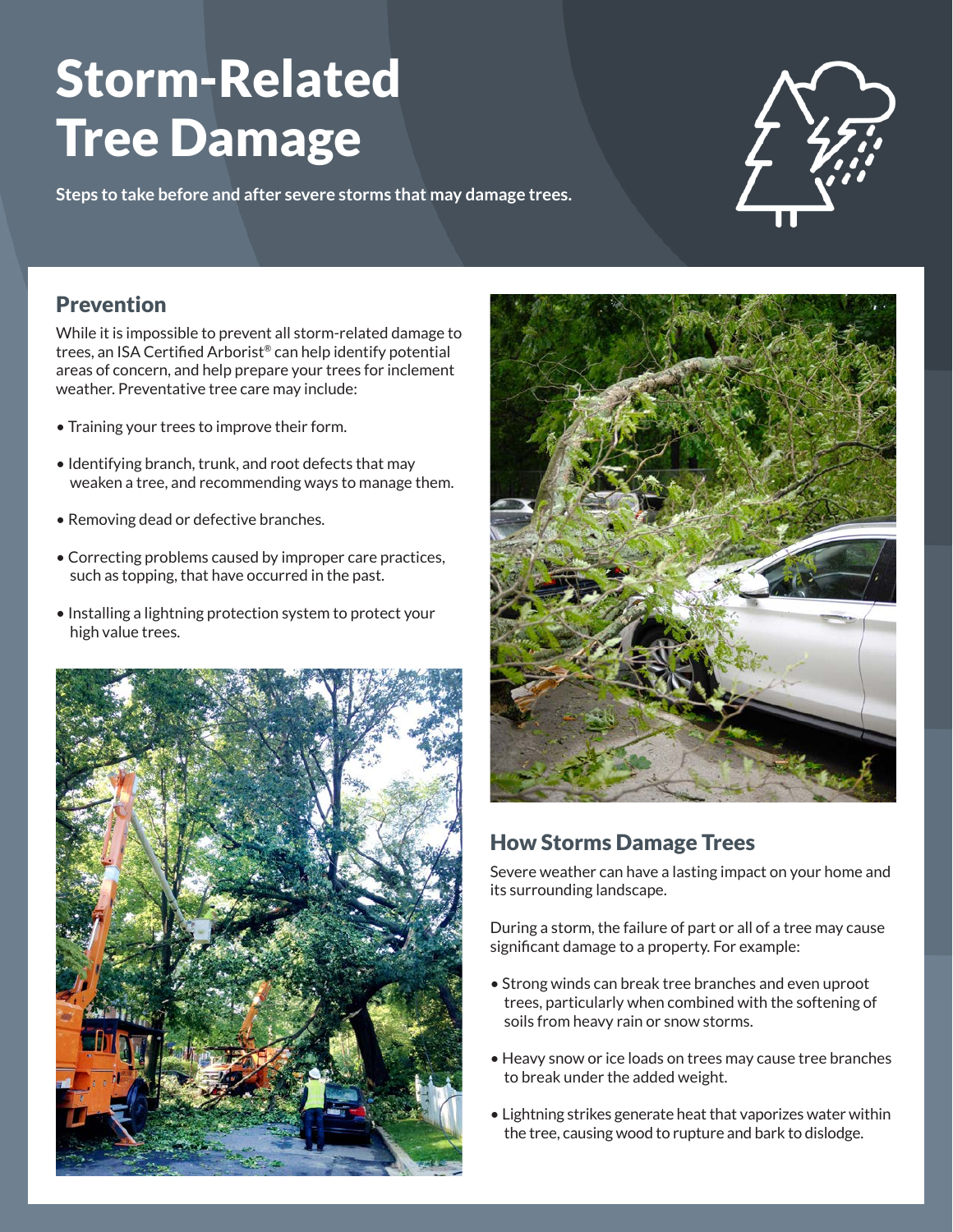# Storm-Related Tree Damage

**Steps to take before and after severe storms that may damage trees.**

## Prevention

While it is impossible to prevent all storm-related damage to trees, an ISA Certified Arborist® can help identify potential areas of concern, and help prepare your trees for inclement weather. Preventative tree care may include:

- Training your trees to improve their form.
- Identifying branch, trunk, and root defects that may weaken a tree, and recommending ways to manage them.
- Removing dead or defective branches.
- Correcting problems caused by improper care practices, such as topping, that have occurred in the past.
- Installing a lightning protection system to protect your high value trees.

## How Storms Damage Trees

Severe weather can have a lasting impact on your home and its surrounding landscape.

During a storm, the failure of part or all of a tree may cause significant damage to a property. For example:

- Strong winds can break tree branches and even uproot trees, particularly when combined with the softening of soils from heavy rain or snow storms.
- Heavy snow or ice loads on trees may cause tree branches to break under the added weight.
- Lightning strikes generate heat that vaporizes water within the tree, causing wood to rupture and bark to dislodge.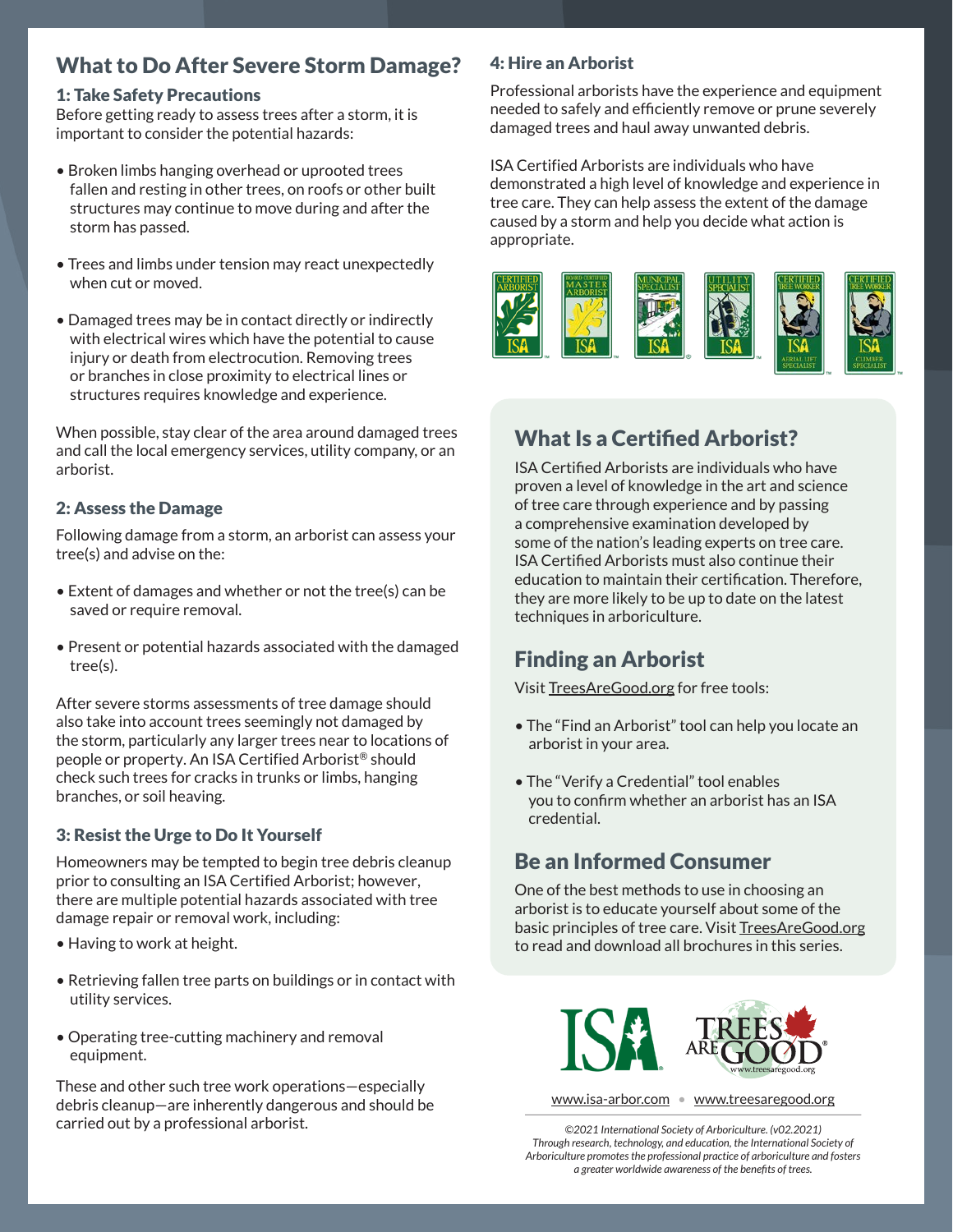## What to Do After Severe Storm Damage?

### 1: Take Safety Precautions

Before getting ready to assess trees after a storm, it is important to consider the potential hazards:

- Broken limbs hanging overhead or uprooted trees fallen and resting in other trees, on roofs or other built structures may continue to move during and after the storm has passed.
- Trees and limbs under tension may react unexpectedly when cut or moved.
- Damaged trees may be in contact directly or indirectly with electrical wires which have the potential to cause injury or death from electrocution. Removing trees or branches in close proximity to electrical lines or structures requires knowledge and experience.

When possible, stay clear of the area around damaged trees and call the local emergency services, utility company, or an arborist.

### 2: Assess the Damage

Following damage from a storm, an arborist can assess your tree(s) and advise on the:

- Extent of damages and whether or not the tree(s) can be saved or require removal.
- Present or potential hazards associated with the damaged tree(s).

After severe storms assessments of tree damage should also take into account trees seemingly not damaged by the storm, particularly any larger trees near to locations of people or property. An ISA Certified Arborist® should check such trees for cracks in trunks or limbs, hanging branches, or soil heaving.

### 3: Resist the Urge to Do It Yourself

Homeowners may be tempted to begin tree debris cleanup prior to consulting an ISA Certified Arborist; however, there are multiple potential hazards associated with tree damage repair or removal work, including:

- Having to work at height.
- Retrieving fallen tree parts on buildings or in contact with utility services.
- Operating tree-cutting machinery and removal equipment.

These and other such tree work operations—especially debris cleanup—are inherently dangerous and should be carried out by a professional arborist.

### 4: Hire an Arborist

Professional arborists have the experience and equipment needed to safely and efficiently remove or prune severely damaged trees and haul away unwanted debris.

ISA Certified Arborists are individuals who have demonstrated a high level of knowledge and experience in tree care. They can help assess the extent of the damage caused by a storm and help you decide what action is appropriate.

## What Is a Certified Arborist?

ISA Certified Arborists are individuals who have proven a level of knowledge in the art and science of tree care through experience and by passing a comprehensive examination developed by some of the nation's leading experts on tree care. ISA Certified Arborists must also continue their education to maintain their certification. Therefore, they are more likely to be up to date on the latest techniques in arboriculture.

## Finding an Arborist

Visit TreesAreGood.org for free tools:

- The "Find an Arborist" tool can help you locate an arborist in your area.
- The "Verify a Credential" tool enables you to confirm whether an arborist has an ISA credential.

## Be an Informed Consumer

One of the best methods to use in choosing an arborist is to educate yourself about some of the basic principles of tree care. Visit TreesAreGood.org to read and download all brochures in this series.

www.isa-arbor.com • www.treesaregood.org

*©2021 International Society of Arboriculture. (v02.2021)*
*Through research, technology, and education, the International Society of Arboriculture promotes the professional practice of arboriculture and fosters a greater worldwide awareness of the benefits of trees.*